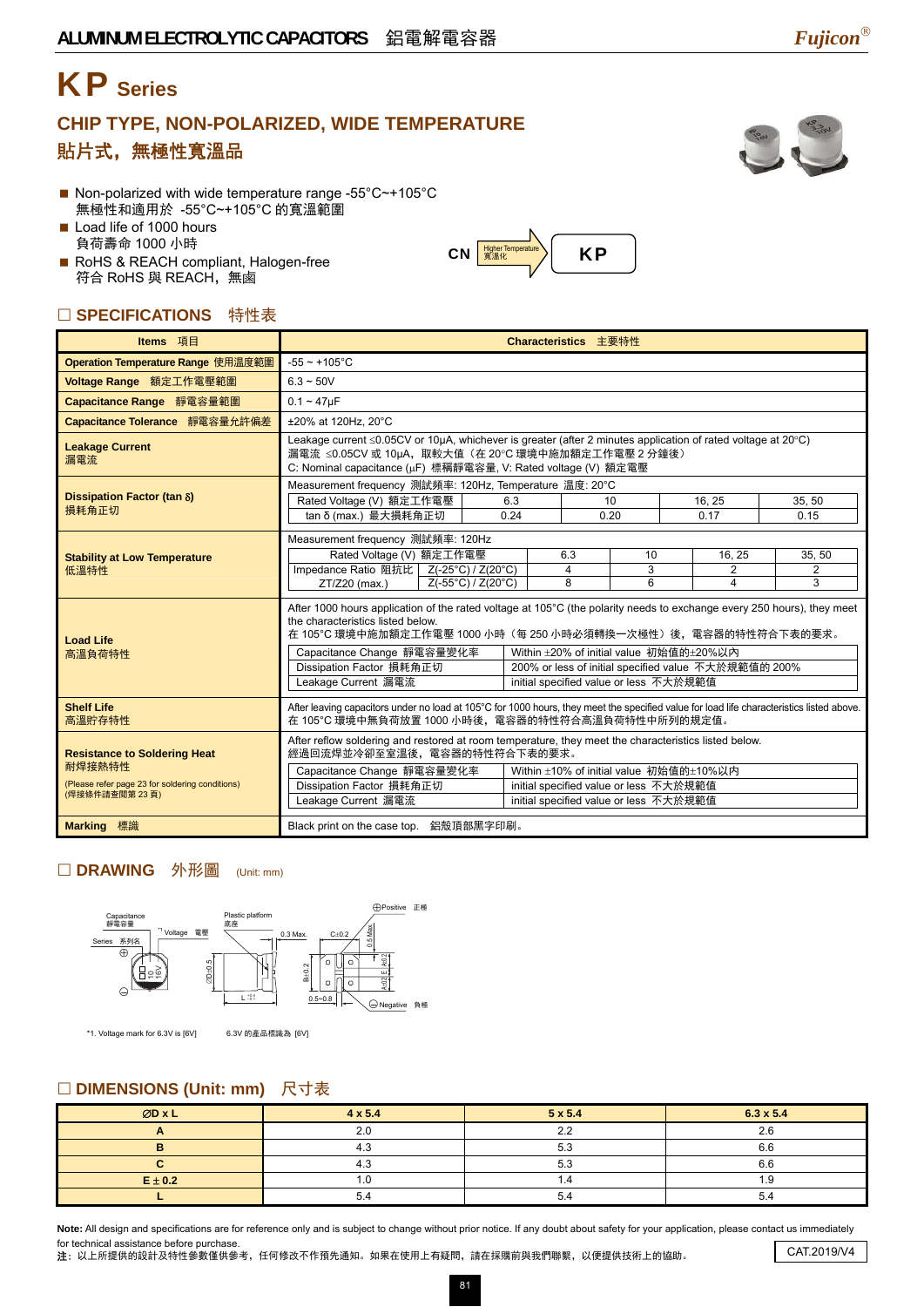# KP Series

## CHIP TYPE, NON-POLARIZED, WIDE TEMPERATURE
## 貼片式，無極性寬溫品

- Non-polarized with wide temperature range -55°C~+105°C
  無極性和適用於 -55°C~+105°C 的寬溫範圍
- Load life of 1000 hours
  負荷壽命 1000 小時
- RoHS & REACH compliant, Halogen-free
  符合 RoHS 與 REACH，無鹵

CN → Higher Temperature 寬溫化 → KP

## ☐ SPECIFICATIONS 特性表

| Items 項目 | Characteristics 主要特性 |
|---|---|
| Operation Temperature Range 使用溫度範圍 | -55 ~ +105°C |
| Voltage Range 額定工作電壓範圍 | 6.3 ~ 50V |
| Capacitance Range 靜電容量範圍 | 0.1 ~ 47μF |
| Capacitance Tolerance 靜電容量允許偏差 | ±20% at 120Hz, 20°C |
| Leakage Current 漏電流 | Leakage current ≤0.05CV or 10μA, whichever is greater (after 2 minutes application of rated voltage at 20°C)<br>漏電流 ≤0.05CV 或 10μA，取較大值（在 20°C 環境中施加額定工作電壓 2 分鐘後）<br>C: Nominal capacitance (μF) 標稱靜電容量, V: Rated voltage (V) 額定電壓 |
| Dissipation Factor (tan δ) 損耗角正切 | Measurement frequency 測試頻率: 120Hz, Temperature 溫度: 20°C<br>Rated Voltage (V) 額定工作電壓: 6.3 / 10 / 16, 25 / 35, 50<br>tan δ (max.) 最大損耗角正切: 0.24 / 0.20 / 0.17 / 0.15 |
| Stability at Low Temperature 低溫特性 | Measurement frequency 測試頻率: 120Hz<br>Rated Voltage (V) 額定工作電壓: 6.3 / 10 / 16, 25 / 35, 50<br>Impedance Ratio 阻抗比 ZT/Z20 (max.) Z(-25°C) / Z(20°C): 4 / 3 / 2 / 2<br>Z(-55°C) / Z(20°C): 8 / 6 / 4 / 3 |
| Load Life 高溫負荷特性 | After 1000 hours application of the rated voltage at 105°C (the polarity needs to exchange every 250 hours), they meet the characteristics listed below.<br>在 105°C 環境中施加額定工作電壓 1000 小時（每 250 小時必須轉換一次極性）後，電容器的特性符合下表的要求。<br>Capacitance Change 靜電容量變化率: Within ±20% of initial value 初始值的±20%以內<br>Dissipation Factor 損耗角正切: 200% or less of initial specified value 不大於規範值的 200%<br>Leakage Current 漏電流: initial specified value or less 不大於規範值 |
| Shelf Life 高溫貯存特性 | After leaving capacitors under no load at 105°C for 1000 hours, they meet the specified value for load life characteristics listed above.<br>在 105°C 環境中無負荷放置 1000 小時後，電容器的特性符合高溫負荷特性中所列的規定值。 |
| Resistance to Soldering Heat 耐焊接熱特性<br>(Please refer page 23 for soldering conditions)<br>(焊接條件請查閱第 23 頁) | After reflow soldering and restored at room temperature, they meet the characteristics listed below.<br>經過回流焊並冷卻至室溫後，電容器的特性符合下表的要求。<br>Capacitance Change 靜電容量變化率: Within ±10% of initial value 初始值的±10%以內<br>Dissipation Factor 損耗角正切: initial specified value or less 不大於規範值<br>Leakage Current 漏電流: initial specified value or less 不大於規範值 |
| Marking 標識 | Black print on the case top. 鋁殼頂部黑字印刷。 |

## ☐ DRAWING 外形圖 (Unit: mm)

Capacitance 靜電容量; Voltage 電壓; Series 系列名; Plastic platform 底座; ⊕Positive 正極; ⊖Negative 負極; ØD±0.5; L; 0.3 Max.; C±0.2; 0.5 Max.; B±0.2; A±0.2; E; 0.5~0.8

*1. Voltage mark for 6.3V is [6V]　　6.3V 的產品標識為 [6V]

## ☐ DIMENSIONS (Unit: mm) 尺寸表

| ØD x L | 4 x 5.4 | 5 x 5.4 | 6.3 x 5.4 |
|---|---|---|---|
| A | 2.0 | 2.2 | 2.6 |
| B | 4.3 | 5.3 | 6.6 |
| C | 4.3 | 5.3 | 6.6 |
| E ± 0.2 | 1.0 | 1.4 | 1.9 |
| L | 5.4 | 5.4 | 5.4 |

**Note:** All design and specifications are for reference only and is subject to change without prior notice. If any doubt about safety for your application, please contact us immediately for technical assistance before purchase.
**注:** 以上所提供的設計及特性參數僅供參考，任何修改不作預先通知。如果在使用上有疑問，請在採購前與我們聯繫，以便提供技術上的協助。

CAT.2019/V4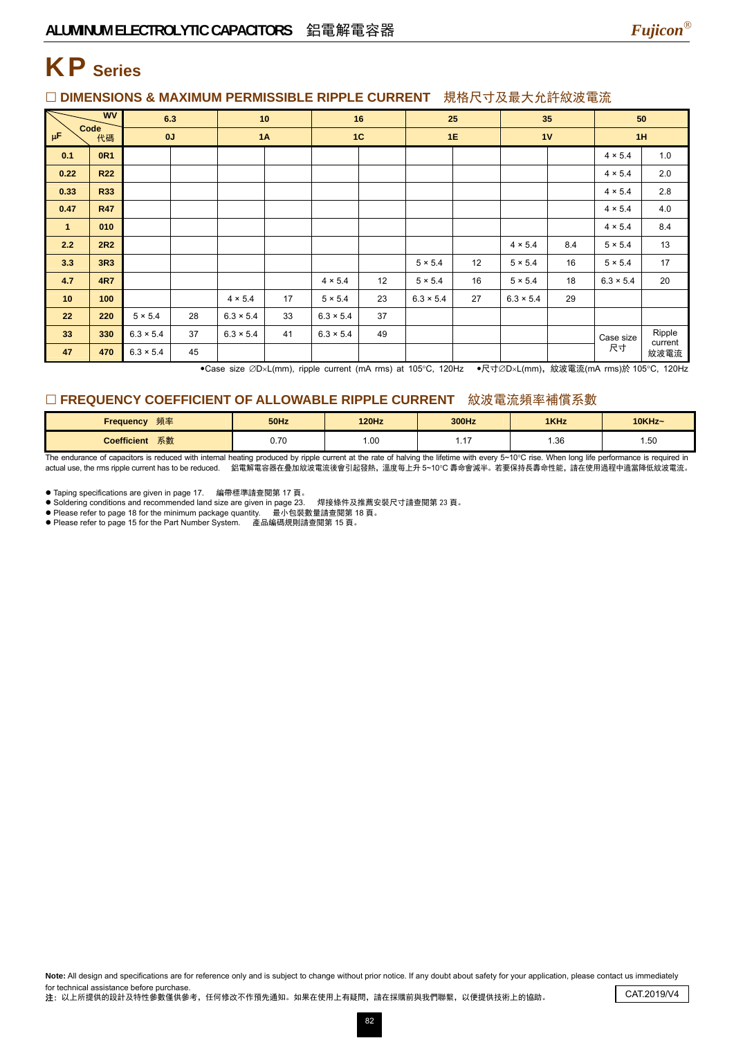# KP Series

## □ DIMENSIONS & MAXIMUM PERMISSIBLE RIPPLE CURRENT　規格尺寸及最大允許紋波電流

| μF | WV / Code 代碼 | 6.3 | | 10 | | 16 | | 25 | | 35 | | 50 | |
|---|---|---|---|---|---|---|---|---|---|---|---|---|---|
| | | 0J | | 1A | | 1C | | 1E | | 1V | | 1H | |
| 0.1 | 0R1 | | | | | | | | | | | 4 × 5.4 | 1.0 |
| 0.22 | R22 | | | | | | | | | | | 4 × 5.4 | 2.0 |
| 0.33 | R33 | | | | | | | | | | | 4 × 5.4 | 2.8 |
| 0.47 | R47 | | | | | | | | | | | 4 × 5.4 | 4.0 |
| 1 | 010 | | | | | | | | | | | 4 × 5.4 | 8.4 |
| 2.2 | 2R2 | | | | | | | | | 4 × 5.4 | 8.4 | 5 × 5.4 | 13 |
| 3.3 | 3R3 | | | | | | | 5 × 5.4 | 12 | 5 × 5.4 | 16 | 5 × 5.4 | 17 |
| 4.7 | 4R7 | | | | | 4 × 5.4 | 12 | 5 × 5.4 | 16 | 5 × 5.4 | 18 | 6.3 × 5.4 | 20 |
| 10 | 100 | | | 4 × 5.4 | 17 | 5 × 5.4 | 23 | 6.3 × 5.4 | 27 | 6.3 × 5.4 | 29 | | |
| 22 | 220 | 5 × 5.4 | 28 | 6.3 × 5.4 | 33 | 6.3 × 5.4 | 37 | | | | | | |
| 33 | 330 | 6.3 × 5.4 | 37 | 6.3 × 5.4 | 41 | 6.3 × 5.4 | 49 | | | | | Case size 尺寸 | Ripple current 紋波電流 |
| 47 | 470 | 6.3 × 5.4 | 45 | | | | | | | | | | |

•Case size ∅D×L(mm), ripple current (mA rms) at 105°C, 120Hz　•尺寸∅D×L(mm)，紋波電流(mA rms)於 105°C, 120Hz

## □ FREQUENCY COEFFICIENT OF ALLOWABLE RIPPLE CURRENT　紋波電流頻率補償系數

| Frequency 頻率 | 50Hz | 120Hz | 300Hz | 1KHz | 10KHz~ |
|---|---|---|---|---|---|
| Coefficient 系數 | 0.70 | 1.00 | 1.17 | 1.36 | 1.50 |

The endurance of capacitors is reduced with internal heating produced by ripple current at the rate of halving the lifetime with every 5~10°C rise. When long life performance is required in actual use, the rms ripple current has to be reduced.　鋁電解電容器在疊加紋波電流後會引起發熱，溫度每上升 5~10°C 壽命會減半。若要保持長壽命性能，請在使用過程中適當降低紋波電流。

- Taping specifications are given in page 17.　編帶標準請查閱第 17 頁。
- Soldering conditions and recommended land size are given in page 23.　焊接條件及推薦安裝尺寸請查閱第 23 頁。
- Please refer to page 18 for the minimum package quantity.　最小包裝數量請查閱第 18 頁。
- Please refer to page 15 for the Part Number System.　產品編碼規則請查閱第 15 頁。

**Note:** All design and specifications are for reference only and is subject to change without prior notice. If any doubt about safety for your application, please contact us immediately for technical assistance before purchase.
**注**：以上所提供的設計及特性參數僅供參考，任何修改不作預先通知。如果在使用上有疑問，請在採購前與我們聯繫，以便提供技術上的協助。

CAT.2019/V4